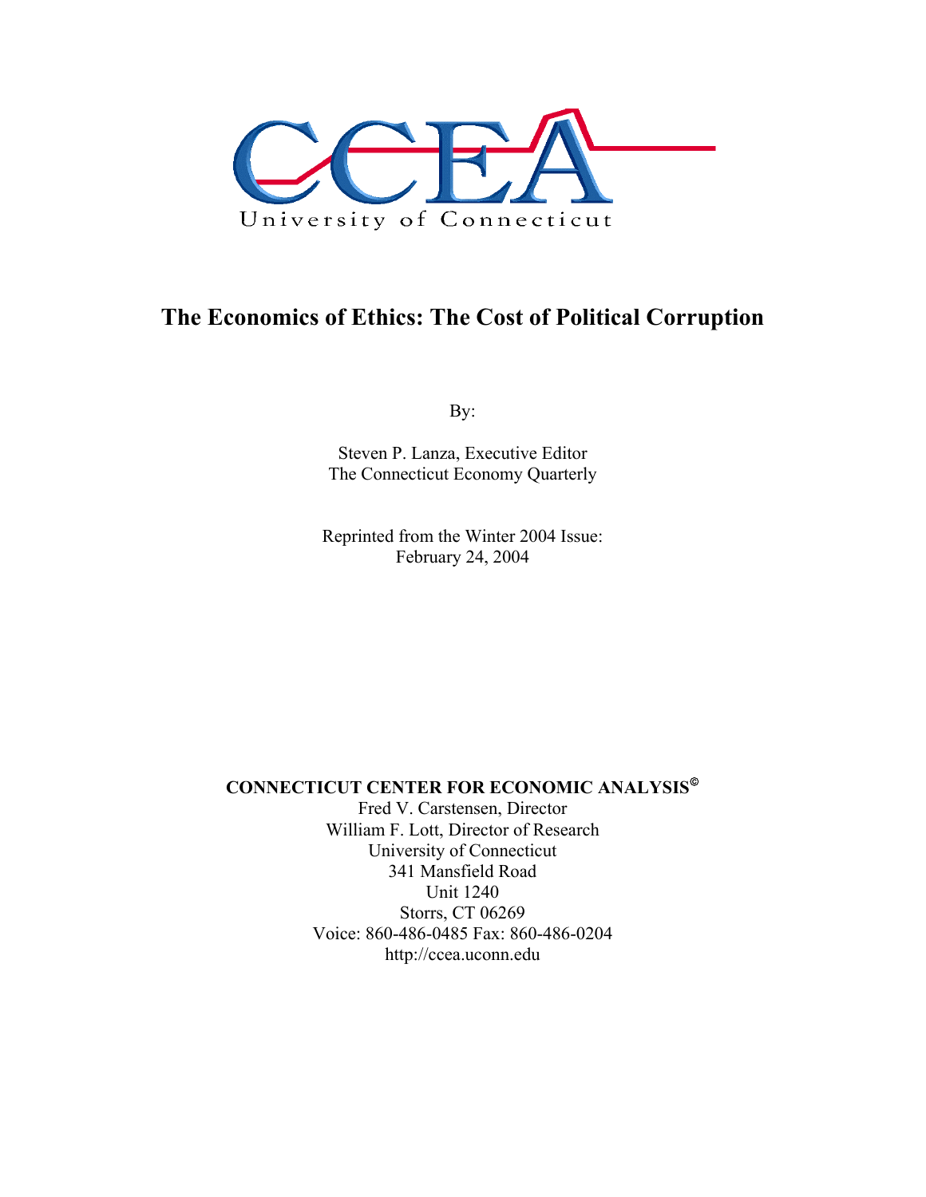CCEA

University of Connecticut

# The Economics of Ethics: The Cost of Political Corruption

By:

Steven P. Lanza, Executive Editor
The Connecticut Economy Quarterly

Reprinted from the Winter 2004 Issue:
February 24, 2004

**CONNECTICUT CENTER FOR ECONOMIC ANALYSIS©**
Fred V. Carstensen, Director
William F. Lott, Director of Research
University of Connecticut
341 Mansfield Road
Unit 1240
Storrs, CT 06269
Voice: 860-486-0485 Fax: 860-486-0204
http://ccea.uconn.edu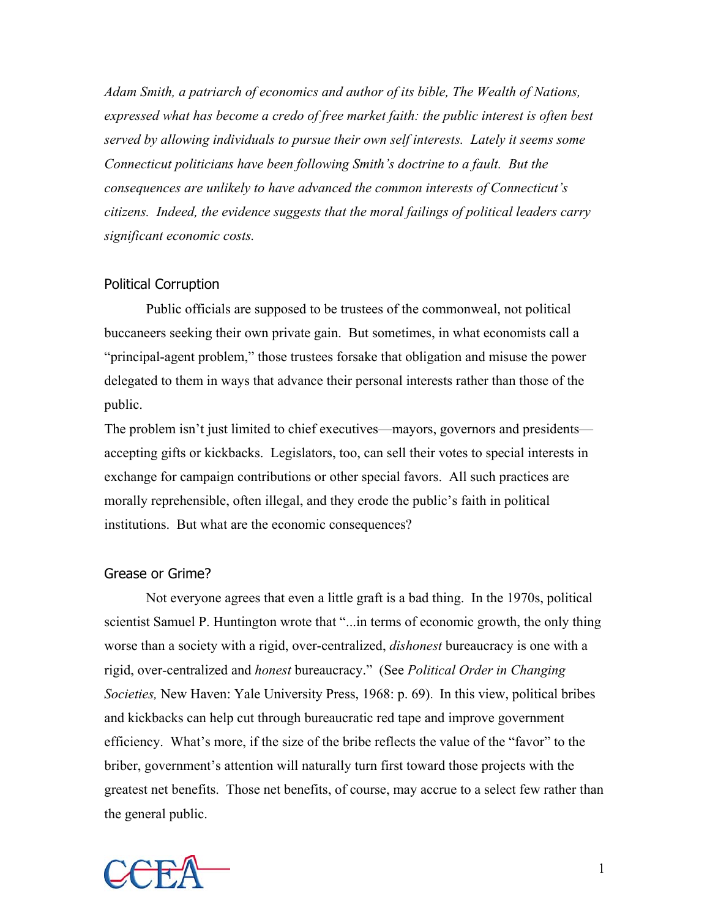*Adam Smith, a patriarch of economics and author of its bible, The Wealth of Nations, expressed what has become a credo of free market faith: the public interest is often best served by allowing individuals to pursue their own self interests. Lately it seems some Connecticut politicians have been following Smith's doctrine to a fault. But the consequences are unlikely to have advanced the common interests of Connecticut's citizens. Indeed, the evidence suggests that the moral failings of political leaders carry significant economic costs.*

## Political Corruption

Public officials are supposed to be trustees of the commonweal, not political buccaneers seeking their own private gain. But sometimes, in what economists call a "principal-agent problem," those trustees forsake that obligation and misuse the power delegated to them in ways that advance their personal interests rather than those of the public.

The problem isn't just limited to chief executives—mayors, governors and presidents—accepting gifts or kickbacks. Legislators, too, can sell their votes to special interests in exchange for campaign contributions or other special favors. All such practices are morally reprehensible, often illegal, and they erode the public's faith in political institutions. But what are the economic consequences?

## Grease or Grime?

Not everyone agrees that even a little graft is a bad thing. In the 1970s, political scientist Samuel P. Huntington wrote that "...in terms of economic growth, the only thing worse than a society with a rigid, over-centralized, *dishonest* bureaucracy is one with a rigid, over-centralized and *honest* bureaucracy." (See *Political Order in Changing Societies,* New Haven: Yale University Press, 1968: p. 69). In this view, political bribes and kickbacks can help cut through bureaucratic red tape and improve government efficiency. What's more, if the size of the bribe reflects the value of the "favor" to the briber, government's attention will naturally turn first toward those projects with the greatest net benefits. Those net benefits, of course, may accrue to a select few rather than the general public.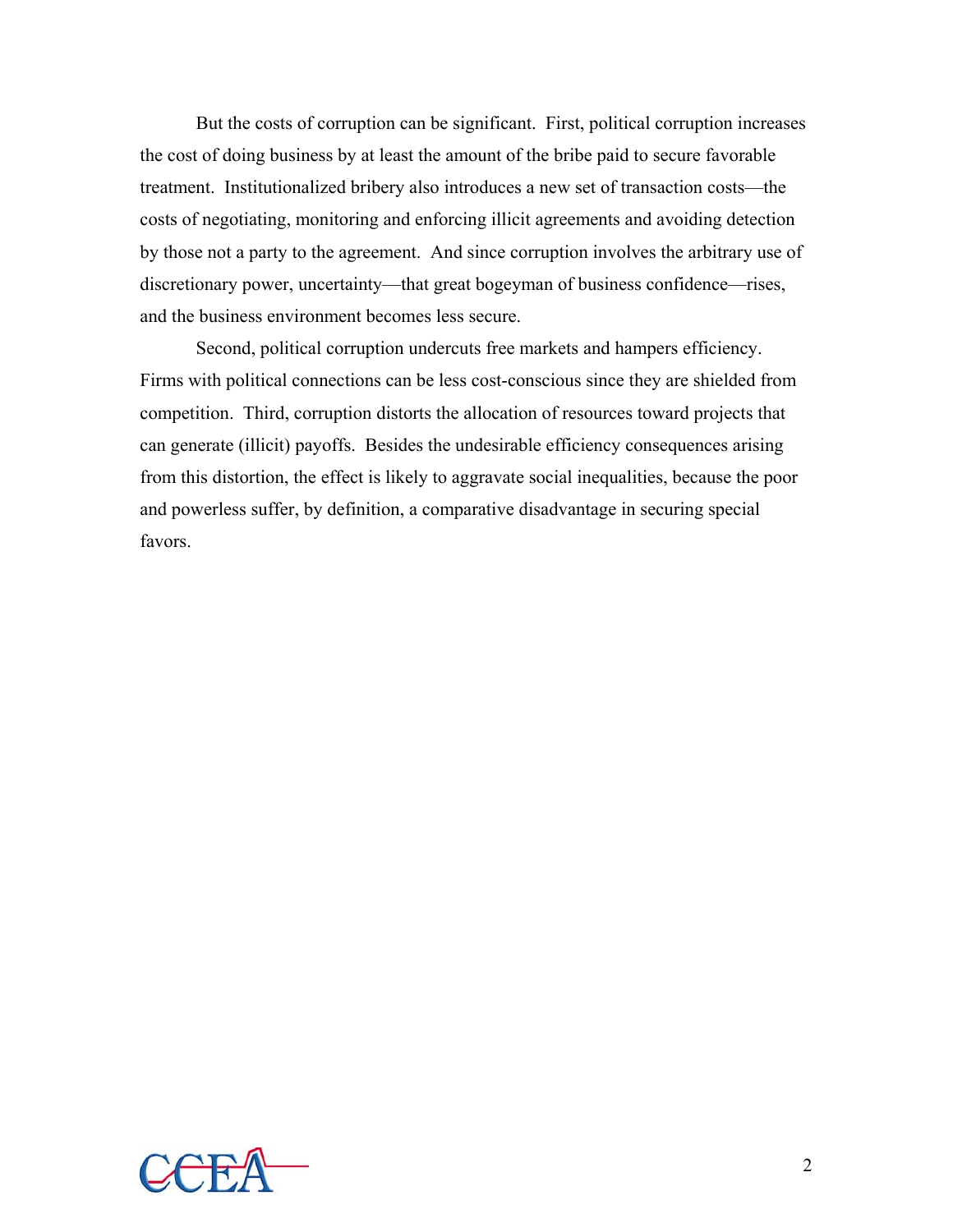But the costs of corruption can be significant. First, political corruption increases the cost of doing business by at least the amount of the bribe paid to secure favorable treatment. Institutionalized bribery also introduces a new set of transaction costs—the costs of negotiating, monitoring and enforcing illicit agreements and avoiding detection by those not a party to the agreement. And since corruption involves the arbitrary use of discretionary power, uncertainty—that great bogeyman of business confidence—rises, and the business environment becomes less secure.

Second, political corruption undercuts free markets and hampers efficiency. Firms with political connections can be less cost-conscious since they are shielded from competition. Third, corruption distorts the allocation of resources toward projects that can generate (illicit) payoffs. Besides the undesirable efficiency consequences arising from this distortion, the effect is likely to aggravate social inequalities, because the poor and powerless suffer, by definition, a comparative disadvantage in securing special favors.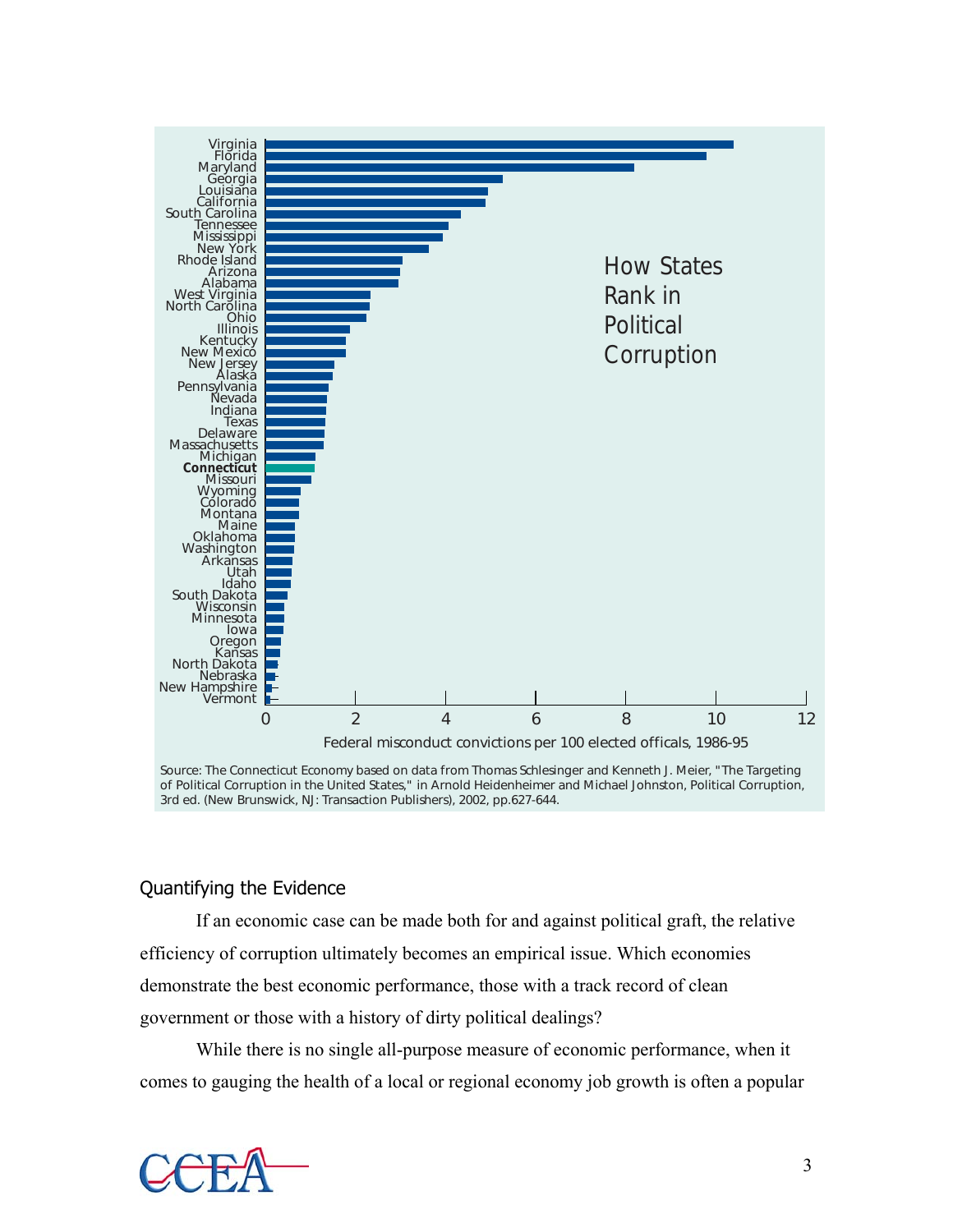How States Rank in Political Corruption

| State | Federal misconduct convictions per 100 elected officals, 1986-95 |
|---|---|
| Virginia | |
| Florida | |
| Maryland | |
| Georgia | |
| Louisiana | |
| California | |
| South Carolina | |
| Tennessee | |
| Mississippi | |
| New York | |
| Rhode Island | |
| Arizona | |
| Alabama | |
| West Virginia | |
| North Carolina | |
| Ohio | |
| Illinois | |
| Kentucky | |
| New Mexico | |
| New Jersey | |
| Alaska | |
| Pennsylvania | |
| Nevada | |
| Indiana | |
| Texas | |
| Delaware | |
| Massachusetts | |
| Michigan | |
| **Connecticut** | |
| Missouri | |
| Wyoming | |
| Colorado | |
| Montana | |
| Maine | |
| Oklahoma | |
| Washington | |
| Arkansas | |
| Utah | |
| Idaho | |
| South Dakota | |
| Wisconsin | |
| Minnesota | |
| Iowa | |
| Oregon | |
| Kansas | |
| North Dakota | |
| Nebraska | |
| New Hampshire | |
| Vermont | |

Federal misconduct convictions per 100 elected officals, 1986-95

Source: The Connecticut Economy based on data from Thomas Schlesinger and Kenneth J. Meier, "The Targeting of Political Corruption in the United States," in Arnold Heidenheimer and Michael Johnston, Political Corruption, 3rd ed. (New Brunswick, NJ: Transaction Publishers), 2002, pp.627-644.

## Quantifying the Evidence

If an economic case can be made both for and against political graft, the relative efficiency of corruption ultimately becomes an empirical issue. Which economies demonstrate the best economic performance, those with a track record of clean government or those with a history of dirty political dealings?

While there is no single all-purpose measure of economic performance, when it comes to gauging the health of a local or regional economy job growth is often a popular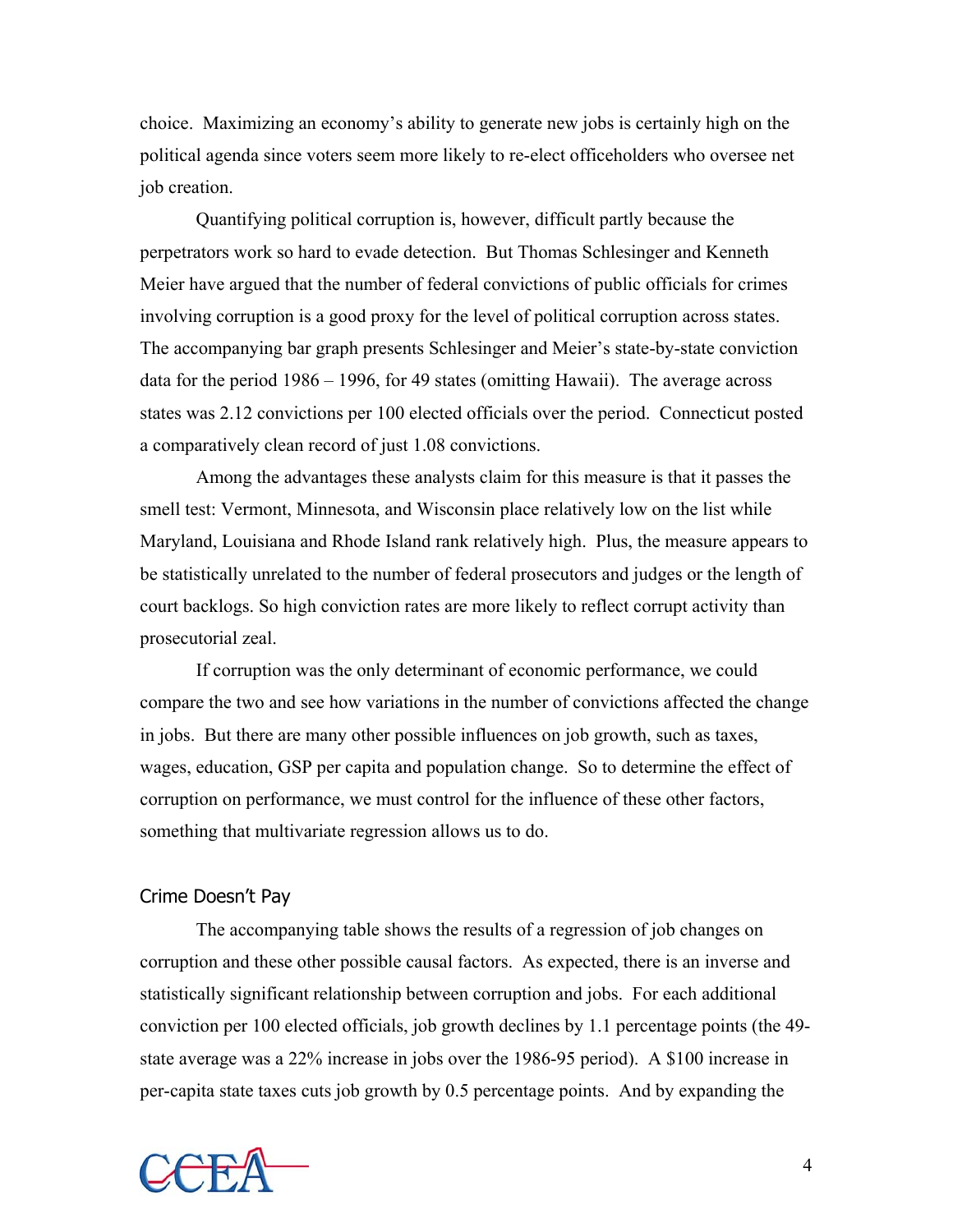choice. Maximizing an economy's ability to generate new jobs is certainly high on the political agenda since voters seem more likely to re-elect officeholders who oversee net job creation.

Quantifying political corruption is, however, difficult partly because the perpetrators work so hard to evade detection. But Thomas Schlesinger and Kenneth Meier have argued that the number of federal convictions of public officials for crimes involving corruption is a good proxy for the level of political corruption across states. The accompanying bar graph presents Schlesinger and Meier's state-by-state conviction data for the period 1986 – 1996, for 49 states (omitting Hawaii). The average across states was 2.12 convictions per 100 elected officials over the period. Connecticut posted a comparatively clean record of just 1.08 convictions.

Among the advantages these analysts claim for this measure is that it passes the smell test: Vermont, Minnesota, and Wisconsin place relatively low on the list while Maryland, Louisiana and Rhode Island rank relatively high. Plus, the measure appears to be statistically unrelated to the number of federal prosecutors and judges or the length of court backlogs. So high conviction rates are more likely to reflect corrupt activity than prosecutorial zeal.

If corruption was the only determinant of economic performance, we could compare the two and see how variations in the number of convictions affected the change in jobs. But there are many other possible influences on job growth, such as taxes, wages, education, GSP per capita and population change. So to determine the effect of corruption on performance, we must control for the influence of these other factors, something that multivariate regression allows us to do.

## Crime Doesn't Pay

The accompanying table shows the results of a regression of job changes on corruption and these other possible causal factors. As expected, there is an inverse and statistically significant relationship between corruption and jobs. For each additional conviction per 100 elected officials, job growth declines by 1.1 percentage points (the 49-state average was a 22% increase in jobs over the 1986-95 period). A $100 increase in per-capita state taxes cuts job growth by 0.5 percentage points. And by expanding the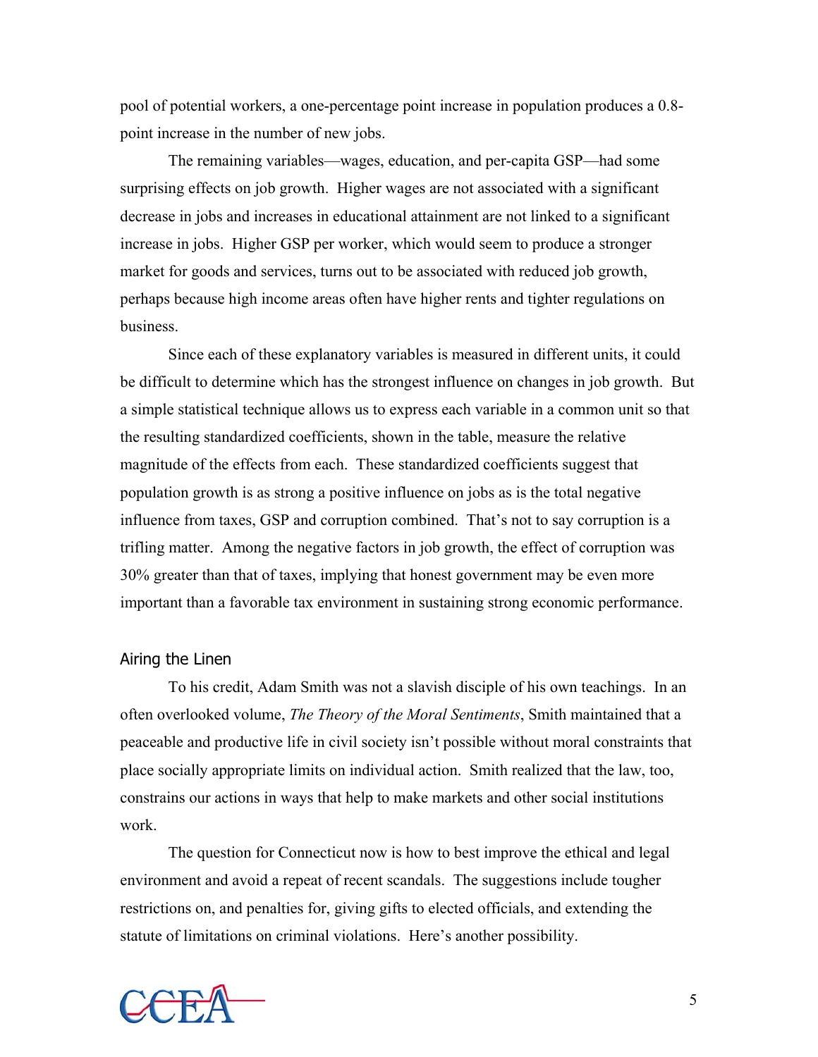pool of potential workers, a one-percentage point increase in population produces a 0.8-point increase in the number of new jobs.

The remaining variables—wages, education, and per-capita GSP—had some surprising effects on job growth. Higher wages are not associated with a significant decrease in jobs and increases in educational attainment are not linked to a significant increase in jobs. Higher GSP per worker, which would seem to produce a stronger market for goods and services, turns out to be associated with reduced job growth, perhaps because high income areas often have higher rents and tighter regulations on business.

Since each of these explanatory variables is measured in different units, it could be difficult to determine which has the strongest influence on changes in job growth. But a simple statistical technique allows us to express each variable in a common unit so that the resulting standardized coefficients, shown in the table, measure the relative magnitude of the effects from each. These standardized coefficients suggest that population growth is as strong a positive influence on jobs as is the total negative influence from taxes, GSP and corruption combined. That's not to say corruption is a trifling matter. Among the negative factors in job growth, the effect of corruption was 30% greater than that of taxes, implying that honest government may be even more important than a favorable tax environment in sustaining strong economic performance.

## Airing the Linen

To his credit, Adam Smith was not a slavish disciple of his own teachings. In an often overlooked volume, *The Theory of the Moral Sentiments*, Smith maintained that a peaceable and productive life in civil society isn't possible without moral constraints that place socially appropriate limits on individual action. Smith realized that the law, too, constrains our actions in ways that help to make markets and other social institutions work.

The question for Connecticut now is how to best improve the ethical and legal environment and avoid a repeat of recent scandals. The suggestions include tougher restrictions on, and penalties for, giving gifts to elected officials, and extending the statute of limitations on criminal violations. Here's another possibility.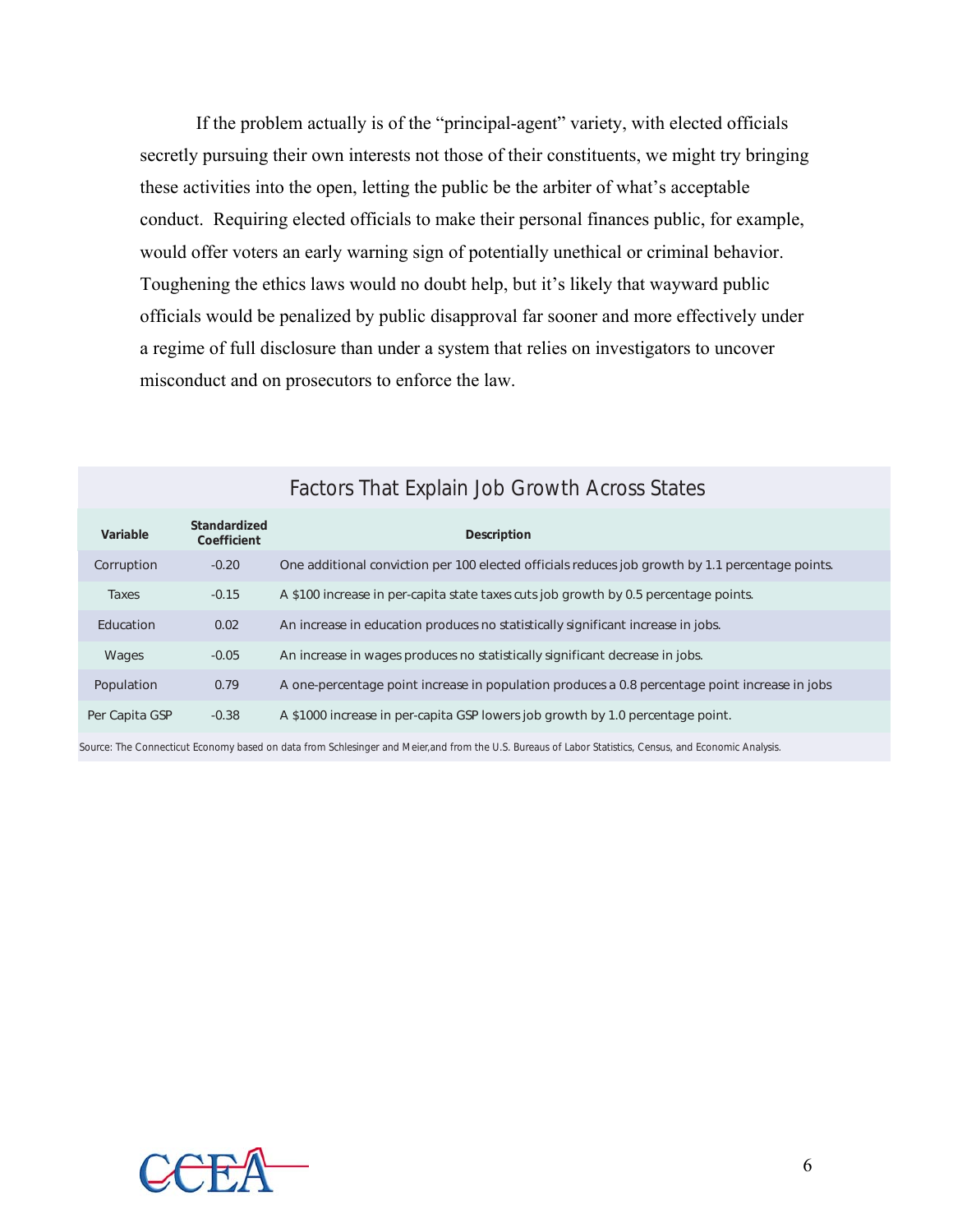If the problem actually is of the "principal-agent" variety, with elected officials secretly pursuing their own interests not those of their constituents, we might try bringing these activities into the open, letting the public be the arbiter of what's acceptable conduct. Requiring elected officials to make their personal finances public, for example, would offer voters an early warning sign of potentially unethical or criminal behavior. Toughening the ethics laws would no doubt help, but it's likely that wayward public officials would be penalized by public disapproval far sooner and more effectively under a regime of full disclosure than under a system that relies on investigators to uncover misconduct and on prosecutors to enforce the law.

**Factors That Explain Job Growth Across States**

| Variable | Standardized Coefficient | Description |
|---|---|---|
| Corruption | -0.20 | One additional conviction per 100 elected officials reduces job growth by 1.1 percentage points. |
| Taxes | -0.15 | A $100 increase in per-capita state taxes cuts job growth by 0.5 percentage points. |
| Education | 0.02 | An increase in education produces no statistically significant increase in jobs. |
| Wages | -0.05 | An increase in wages produces no statistically significant decrease in jobs. |
| Population | 0.79 | A one-percentage point increase in population produces a 0.8 percentage point increase in jobs |
| Per Capita GSP | -0.38 | A $1000 increase in per-capita GSP lowers job growth by 1.0 percentage point. |

Source: The Connecticut Economy based on data from Schlesinger and Meier,and from the U.S. Bureaus of Labor Statistics, Census, and Economic Analysis.